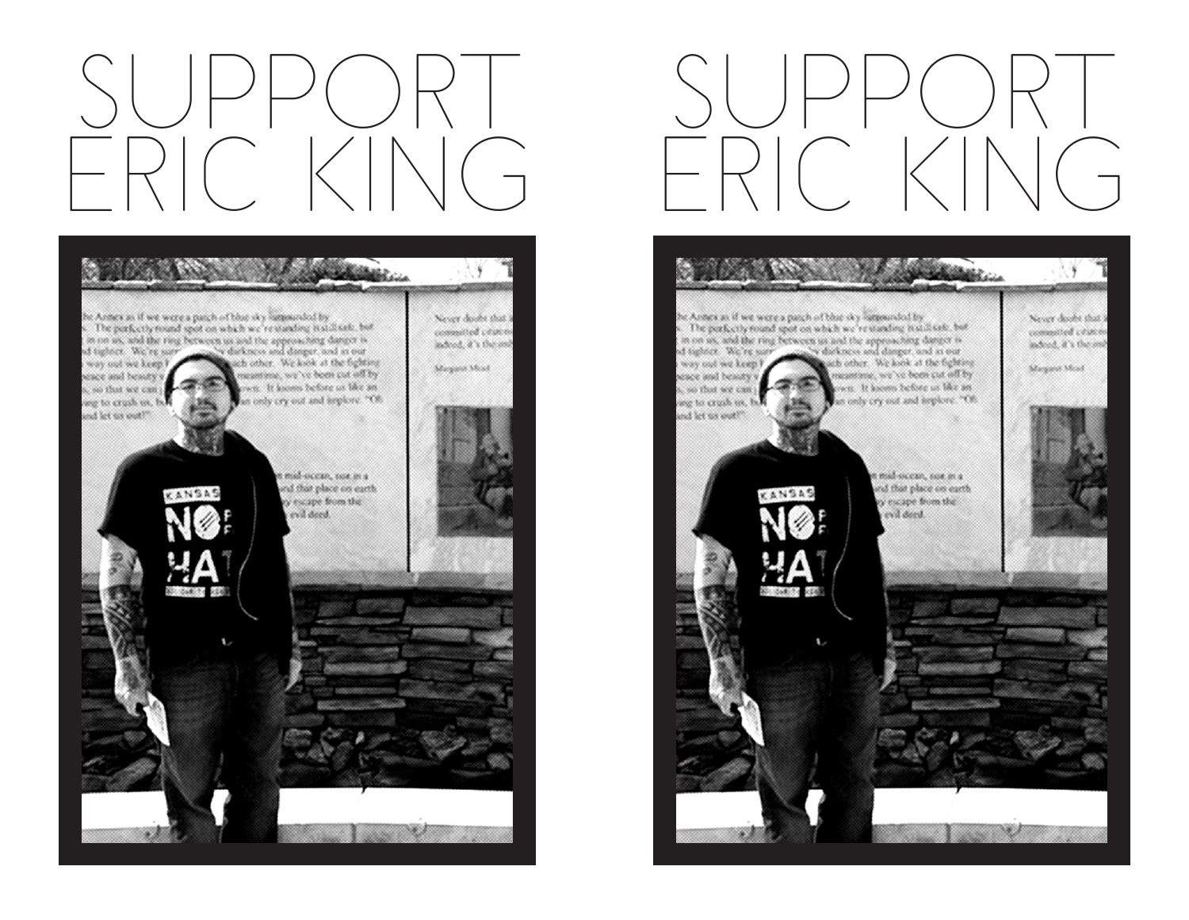# SUPPORT ERIC KING

# SUPPORT ERIC KING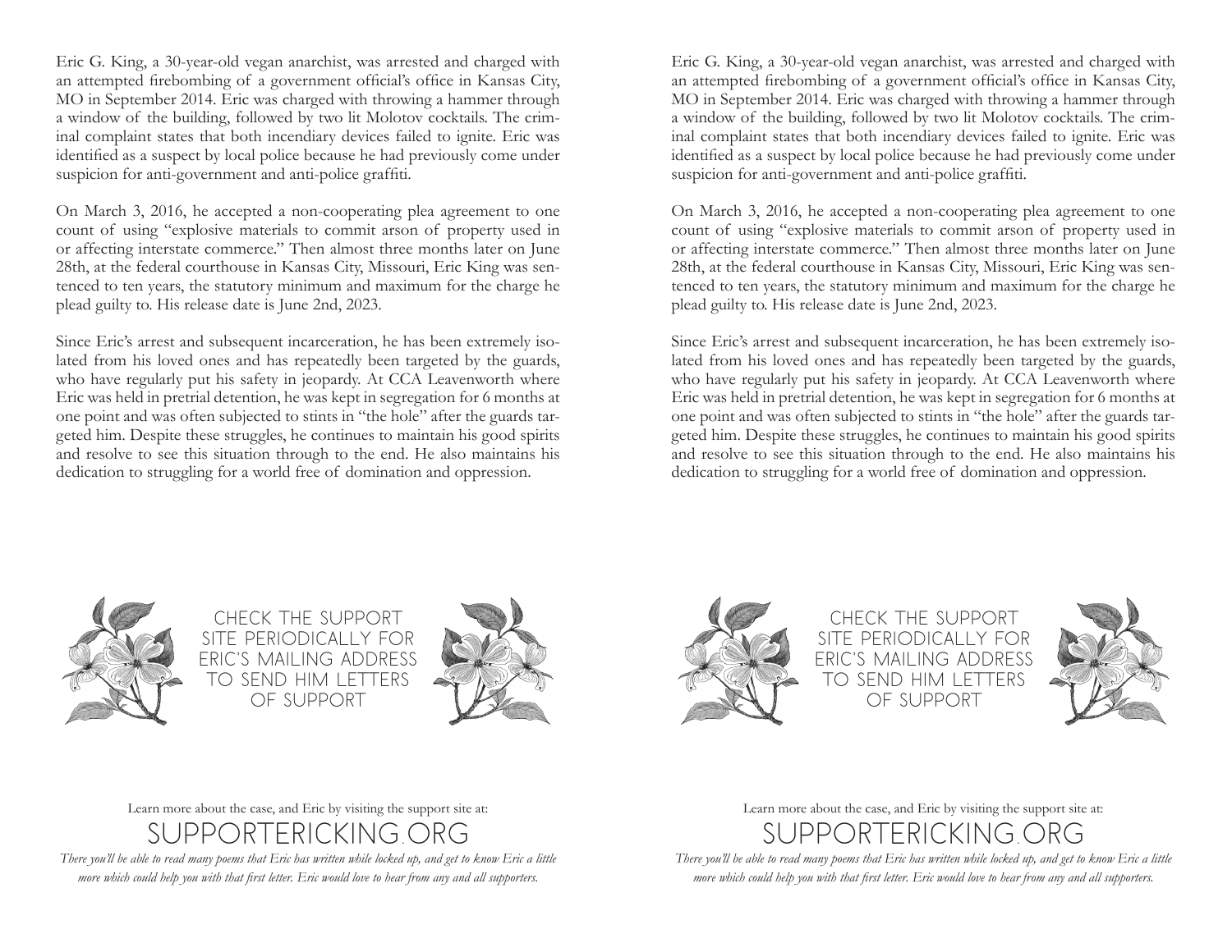Eric G. King, a 30-year-old vegan anarchist, was arrested and charged with an attempted firebombing of a government official's office in Kansas City, MO in September 2014. Eric was charged with throwing a hammer through a window of the building, followed by two lit Molotov cocktails. The criminal complaint states that both incendiary devices failed to ignite. Eric was identified as a suspect by local police because he had previously come under suspicion for anti-government and anti-police graffiti.

On March 3, 2016, he accepted a non-cooperating plea agreement to one count of using "explosive materials to commit arson of property used in or affecting interstate commerce." Then almost three months later on June 28th, at the federal courthouse in Kansas City, Missouri, Eric King was sentenced to ten years, the statutory minimum and maximum for the charge he plead guilty to. His release date is June 2nd, 2023.

Since Eric's arrest and subsequent incarceration, he has been extremely isolated from his loved ones and has repeatedly been targeted by the guards, who have regularly put his safety in jeopardy. At CCA Leavenworth where Eric was held in pretrial detention, he was kept in segregation for 6 months at one point and was often subjected to stints in "the hole" after the guards targeted him. Despite these struggles, he continues to maintain his good spirits and resolve to see this situation through to the end. He also maintains his dedication to struggling for a world free of domination and oppression.

CHECK THE SUPPORT SITE PERIODICALLY FOR ERIC'S MAILING ADDRESS TO SEND HIM LETTERS OF SUPPORT

Learn more about the case, and Eric by visiting the support site at:

SUPPORTERICKING.ORG

*There you'll be able to read many poems that Eric has written while locked up, and get to know Eric a little more which could help you with that first letter. Eric would love to hear from any and all supporters.*

Eric G. King, a 30-year-old vegan anarchist, was arrested and charged with an attempted firebombing of a government official's office in Kansas City, MO in September 2014. Eric was charged with throwing a hammer through a window of the building, followed by two lit Molotov cocktails. The criminal complaint states that both incendiary devices failed to ignite. Eric was identified as a suspect by local police because he had previously come under suspicion for anti-government and anti-police graffiti.

On March 3, 2016, he accepted a non-cooperating plea agreement to one count of using "explosive materials to commit arson of property used in or affecting interstate commerce." Then almost three months later on June 28th, at the federal courthouse in Kansas City, Missouri, Eric King was sentenced to ten years, the statutory minimum and maximum for the charge he plead guilty to. His release date is June 2nd, 2023.

Since Eric's arrest and subsequent incarceration, he has been extremely isolated from his loved ones and has repeatedly been targeted by the guards, who have regularly put his safety in jeopardy. At CCA Leavenworth where Eric was held in pretrial detention, he was kept in segregation for 6 months at one point and was often subjected to stints in "the hole" after the guards targeted him. Despite these struggles, he continues to maintain his good spirits and resolve to see this situation through to the end. He also maintains his dedication to struggling for a world free of domination and oppression.

CHECK THE SUPPORT SITE PERIODICALLY FOR ERIC'S MAILING ADDRESS TO SEND HIM LETTERS OF SUPPORT

Learn more about the case, and Eric by visiting the support site at:

SUPPORTERICKING.ORG

*There you'll be able to read many poems that Eric has written while locked up, and get to know Eric a little more which could help you with that first letter. Eric would love to hear from any and all supporters.*